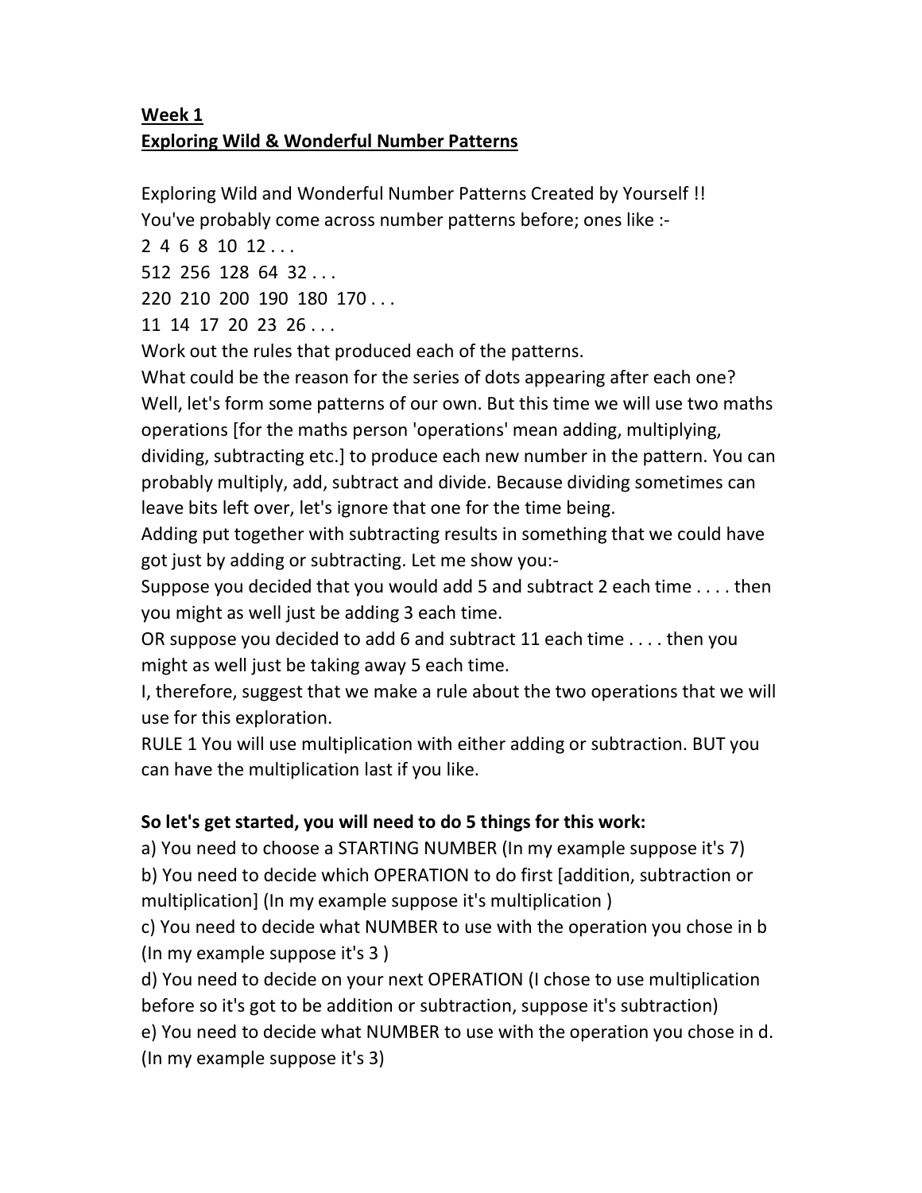**Week 1**
**Exploring Wild & Wonderful Number Patterns**

Exploring Wild and Wonderful Number Patterns Created by Yourself !!
You've probably come across number patterns before; ones like :-
2 4 6 8 10 12 . . .
512 256 128 64 32 . . .
220 210 200 190 180 170 . . .
11 14 17 20 23 26 . . .
Work out the rules that produced each of the patterns.
What could be the reason for the series of dots appearing after each one?
Well, let's form some patterns of our own. But this time we will use two maths operations [for the maths person 'operations' mean adding, multiplying, dividing, subtracting etc.] to produce each new number in the pattern. You can probably multiply, add, subtract and divide. Because dividing sometimes can leave bits left over, let's ignore that one for the time being.
Adding put together with subtracting results in something that we could have got just by adding or subtracting. Let me show you:-
Suppose you decided that you would add 5 and subtract 2 each time . . . . then you might as well just be adding 3 each time.
OR suppose you decided to add 6 and subtract 11 each time . . . . then you might as well just be taking away 5 each time.
I, therefore, suggest that we make a rule about the two operations that we will use for this exploration.
RULE 1 You will use multiplication with either adding or subtraction. BUT you can have the multiplication last if you like.

**So let's get started, you will need to do 5 things for this work:**
a) You need to choose a STARTING NUMBER (In my example suppose it's 7)
b) You need to decide which OPERATION to do first [addition, subtraction or multiplication] (In my example suppose it's multiplication )
c) You need to decide what NUMBER to use with the operation you chose in b (In my example suppose it's 3 )
d) You need to decide on your next OPERATION (I chose to use multiplication before so it's got to be addition or subtraction, suppose it's subtraction)
e) You need to decide what NUMBER to use with the operation you chose in d. (In my example suppose it's 3)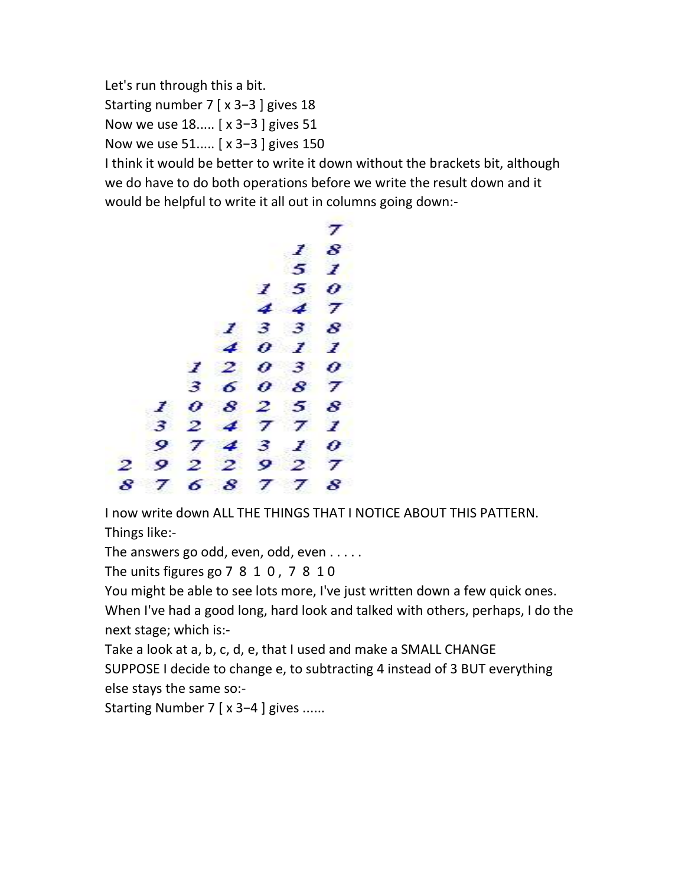Let's run through this a bit.

Starting number 7 [ x 3−3 ] gives 18

Now we use 18..... [ x 3−3 ] gives 51

Now we use 51..... [ x 3−3 ] gives 150

I think it would be better to write it down without the brackets bit, although we do have to do both operations before we write the result down and it would be helpful to write it all out in columns going down:-

```
      7
     18
     51
    150
    447
   1338
   4011
  12030
  36087
 108258
 324771
 974310
2922927
8768778
```

I now write down ALL THE THINGS THAT I NOTICE ABOUT THIS PATTERN.

Things like:-

The answers go odd, even, odd, even . . . . .

The units figures go 7 8 1 0 , 7 8 1 0

You might be able to see lots more, I've just written down a few quick ones.

When I've had a good long, hard look and talked with others, perhaps, I do the next stage; which is:-

Take a look at a, b, c, d, e, that I used and make a SMALL CHANGE

SUPPOSE I decide to change e, to subtracting 4 instead of 3 BUT everything else stays the same so:-

Starting Number 7 [ x 3−4 ] gives ......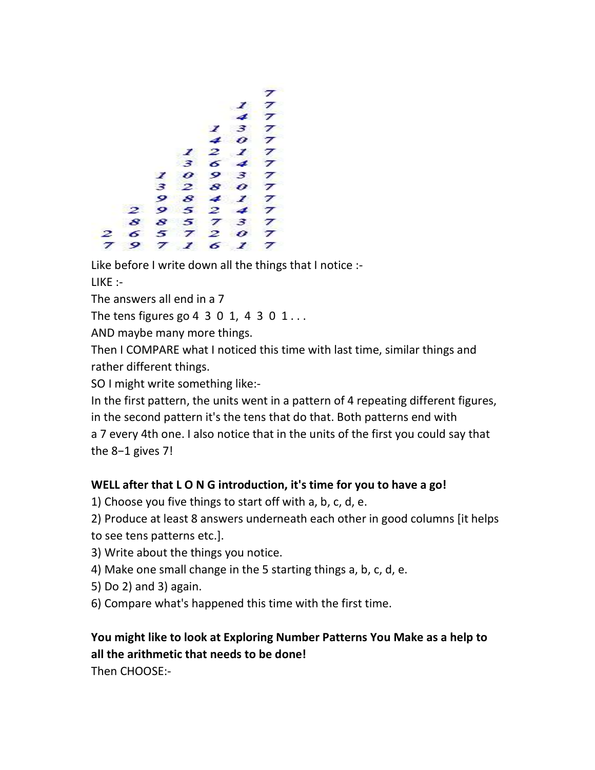```
      7
     17
     47
    137
    407
   1217
   3647
  10937
  32807
  98417
 295247
 885737
2657207
7971617
```

Like before I write down all the things that I notice :-

LIKE :-

The answers all end in a 7

The tens figures go 4 3 0 1, 4 3 0 1 . . .

AND maybe many more things.

Then I COMPARE what I noticed this time with last time, similar things and rather different things.

SO I might write something like:-

In the first pattern, the units went in a pattern of 4 repeating different figures, in the second pattern it's the tens that do that. Both patterns end with a 7 every 4th one. I also notice that in the units of the first you could say that the 8−1 gives 7!

**WELL after that L O N G introduction, it's time for you to have a go!**

1) Choose you five things to start off with a, b, c, d, e.

2) Produce at least 8 answers underneath each other in good columns [it helps to see tens patterns etc.].

3) Write about the things you notice.

4) Make one small change in the 5 starting things a, b, c, d, e.

5) Do 2) and 3) again.

6) Compare what's happened this time with the first time.

**You might like to look at Exploring Number Patterns You Make as a help to all the arithmetic that needs to be done!**

Then CHOOSE:-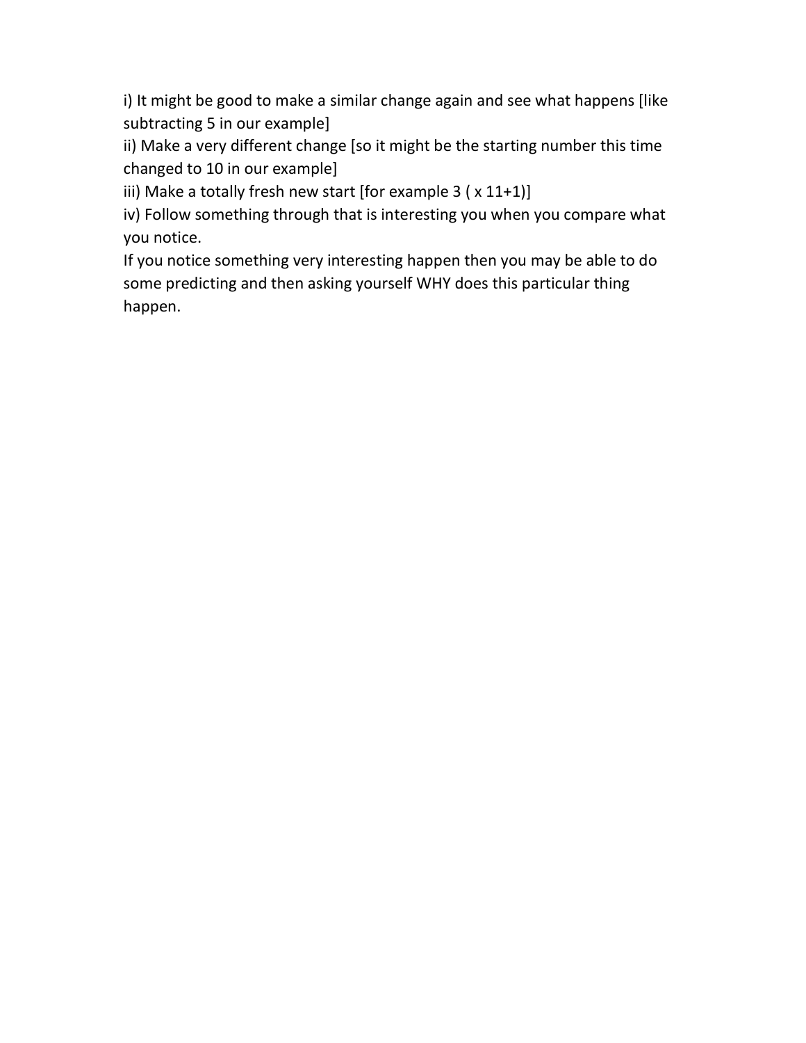i) It might be good to make a similar change again and see what happens [like subtracting 5 in our example]

ii) Make a very different change [so it might be the starting number this time changed to 10 in our example]

iii) Make a totally fresh new start [for example 3 ( x 11+1)]

iv) Follow something through that is interesting you when you compare what you notice.

If you notice something very interesting happen then you may be able to do some predicting and then asking yourself WHY does this particular thing happen.